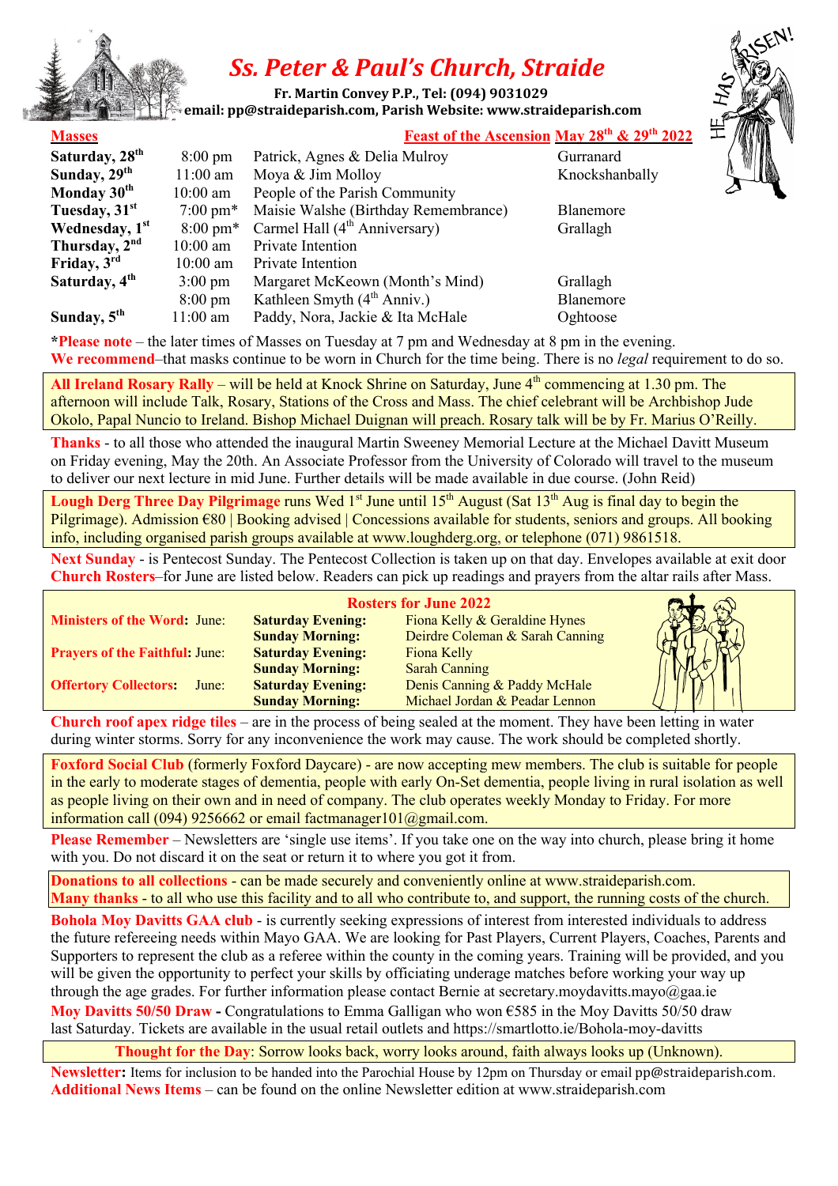# Ss. Peter & Paul's Church, Straide

**Fr. Martin Convey P.P., Tel: (094) 9031029**
**email: pp@straideparish.com, Parish Website: www.straideparish.com**

HE HAS RISEN!

**Masses** — **Feast of the Ascension May 28th & 29th 2022**

| Day | Time | Intention | Location |
|---|---|---|---|
| **Saturday, 28th** | 8:00 pm | Patrick, Agnes & Delia Mulroy | Gurranard |
| **Sunday, 29th** | 11:00 am | Moya & Jim Molloy | Knockshanbally |
| **Monday 30th** | 10:00 am | People of the Parish Community | |
| **Tuesday, 31st** | 7:00 pm* | Maisie Walshe (Birthday Remembrance) | Blanemore |
| **Wednesday, 1st** | 8:00 pm* | Carmel Hall (4th Anniversary) | Grallagh |
| **Thursday, 2nd** | 10:00 am | Private Intention | |
| **Friday, 3rd** | 10:00 am | Private Intention | |
| **Saturday, 4th** | 3:00 pm | Margaret McKeown (Month's Mind) | Grallagh |
| | 8:00 pm | Kathleen Smyth (4th Anniv.) | Blanemore |
| **Sunday, 5th** | 11:00 am | Paddy, Nora, Jackie & Ita McHale | Oghtoose |

***Please note** – the later times of Masses on Tuesday at 7 pm and Wednesday at 8 pm in the evening.
**We recommend**–that masks continue to be worn in Church for the time being. There is no *legal* requirement to do so.

**All Ireland Rosary Rally** – will be held at Knock Shrine on Saturday, June 4th commencing at 1.30 pm. The afternoon will include Talk, Rosary, Stations of the Cross and Mass. The chief celebrant will be Archbishop Jude Okolo, Papal Nuncio to Ireland. Bishop Michael Duignan will preach. Rosary talk will be by Fr. Marius O'Reilly.

**Thanks** - to all those who attended the inaugural Martin Sweeney Memorial Lecture at the Michael Davitt Museum on Friday evening, May the 20th. An Associate Professor from the University of Colorado will travel to the museum to deliver our next lecture in mid June. Further details will be made available in due course. (John Reid)

**Lough Derg Three Day Pilgrimage** runs Wed 1st June until 15th August (Sat 13th Aug is final day to begin the Pilgrimage). Admission €80 | Booking advised | Concessions available for students, seniors and groups. All booking info, including organised parish groups available at www.loughderg.org, or telephone (071) 9861518.

**Next Sunday** - is Pentecost Sunday. The Pentecost Collection is taken up on that day. Envelopes available at exit door
**Church Rosters**–for June are listed below. Readers can pick up readings and prayers from the altar rails after Mass.

**Rosters for June 2022**

| Role | Mass | Names |
|---|---|---|
| **Ministers of the Word**: June: | **Saturday Evening:** | Fiona Kelly & Geraldine Hynes |
| | **Sunday Morning:** | Deirdre Coleman & Sarah Canning |
| **Prayers of the Faithful**: June: | **Saturday Evening:** | Fiona Kelly |
| | **Sunday Morning:** | Sarah Canning |
| **Offertory Collectors**: June: | **Saturday Evening:** | Denis Canning & Paddy McHale |
| | **Sunday Morning:** | Michael Jordan & Peadar Lennon |

**Church roof apex ridge tiles** – are in the process of being sealed at the moment. They have been letting in water during winter storms. Sorry for any inconvenience the work may cause. The work should be completed shortly.

**Foxford Social Club** (formerly Foxford Daycare) - are now accepting mew members. The club is suitable for people in the early to moderate stages of dementia, people with early On-Set dementia, people living in rural isolation as well as people living on their own and in need of company. The club operates weekly Monday to Friday. For more information call (094) 9256662 or email factmanager101@gmail.com.

**Please Remember** – Newsletters are 'single use items'. If you take one on the way into church, please bring it home with you. Do not discard it on the seat or return it to where you got it from.

**Donations to all collections** - can be made securely and conveniently online at www.straideparish.com.
**Many thanks** - to all who use this facility and to all who contribute to, and support, the running costs of the church.

**Bohola Moy Davitts GAA club** - is currently seeking expressions of interest from interested individuals to address the future refereeing needs within Mayo GAA. We are looking for Past Players, Current Players, Coaches, Parents and Supporters to represent the club as a referee within the county in the coming years. Training will be provided, and you will be given the opportunity to perfect your skills by officiating underage matches before working your way up through the age grades. For further information please contact Bernie at secretary.moydavitts.mayo@gaa.ie

**Moy Davitts 50/50 Draw -** Congratulations to Emma Galligan who won €585 in the Moy Davitts 50/50 draw last Saturday. Tickets are available in the usual retail outlets and https://smartlotto.ie/Bohola-moy-davitts

**Thought for the Day**: Sorrow looks back, worry looks around, faith always looks up (Unknown).

**Newsletter:** Items for inclusion to be handed into the Parochial House by 12pm on Thursday or email pp@straideparish.com.
**Additional News Items** – can be found on the online Newsletter edition at www.straideparish.com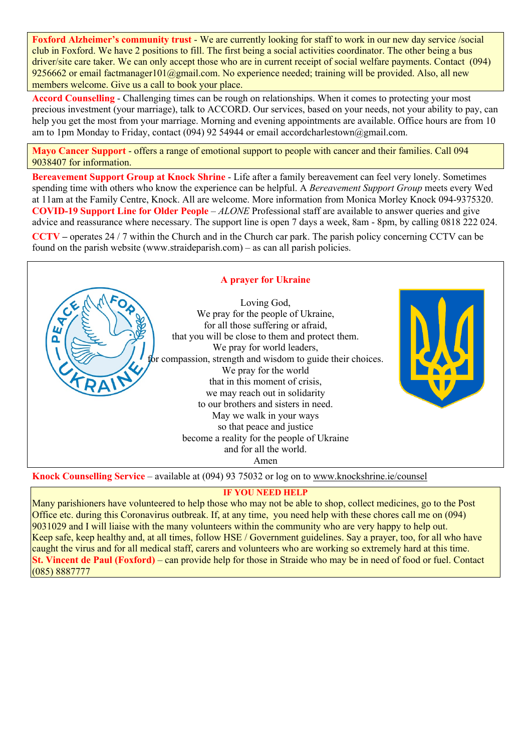**Foxford Alzheimer's community trust** - We are currently looking for staff to work in our new day service /social club in Foxford. We have 2 positions to fill. The first being a social activities coordinator. The other being a bus driver/site care taker. We can only accept those who are in current receipt of social welfare payments. Contact (094) 9256662 or email factmanager101@gmail.com. No experience needed; training will be provided. Also, all new members welcome. Give us a call to book your place.

**Accord Counselling** - Challenging times can be rough on relationships. When it comes to protecting your most precious investment (your marriage), talk to ACCORD. Our services, based on your needs, not your ability to pay, can help you get the most from your marriage. Morning and evening appointments are available. Office hours are from 10 am to 1pm Monday to Friday, contact (094) 92 54944 or email accordcharlestown@gmail.com.

**Mayo Cancer Support** - offers a range of emotional support to people with cancer and their families. Call 094 9038407 for information.

**Bereavement Support Group at Knock Shrine** - Life after a family bereavement can feel very lonely. Sometimes spending time with others who know the experience can be helpful. A *Bereavement Support Group* meets every Wed at 11am at the Family Centre, Knock. All are welcome. More information from Monica Morley Knock 094-9375320.

**COVID-19 Support Line for Older People** – *ALONE* Professional staff are available to answer queries and give advice and reassurance where necessary. The support line is open 7 days a week, 8am - 8pm, by calling 0818 222 024.

**CCTV** – operates 24 / 7 within the Church and in the Church car park. The parish policy concerning CCTV can be found on the parish website (www.straideparish.com) – as can all parish policies.

## A prayer for Ukraine

Loving God,
We pray for the people of Ukraine,
for all those suffering or afraid,
that you will be close to them and protect them.
We pray for world leaders,
for compassion, strength and wisdom to guide their choices.
We pray for the world
that in this moment of crisis,
we may reach out in solidarity
to our brothers and sisters in need.
May we walk in your ways
so that peace and justice
become a reality for the people of Ukraine
and for all the world.
Amen

**Knock Counselling Service** – available at (094) 93 75032 or log on to www.knockshrine.ie/counsel

### IF YOU NEED HELP

Many parishioners have volunteered to help those who may not be able to shop, collect medicines, go to the Post Office etc. during this Coronavirus outbreak. If, at any time, you need help with these chores call me on (094) 9031029 and I will liaise with the many volunteers within the community who are very happy to help out.
Keep safe, keep healthy and, at all times, follow HSE / Government guidelines. Say a prayer, too, for all who have caught the virus and for all medical staff, carers and volunteers who are working so extremely hard at this time.

**St. Vincent de Paul (Foxford)** – can provide help for those in Straide who may be in need of food or fuel. Contact (085) 8887777